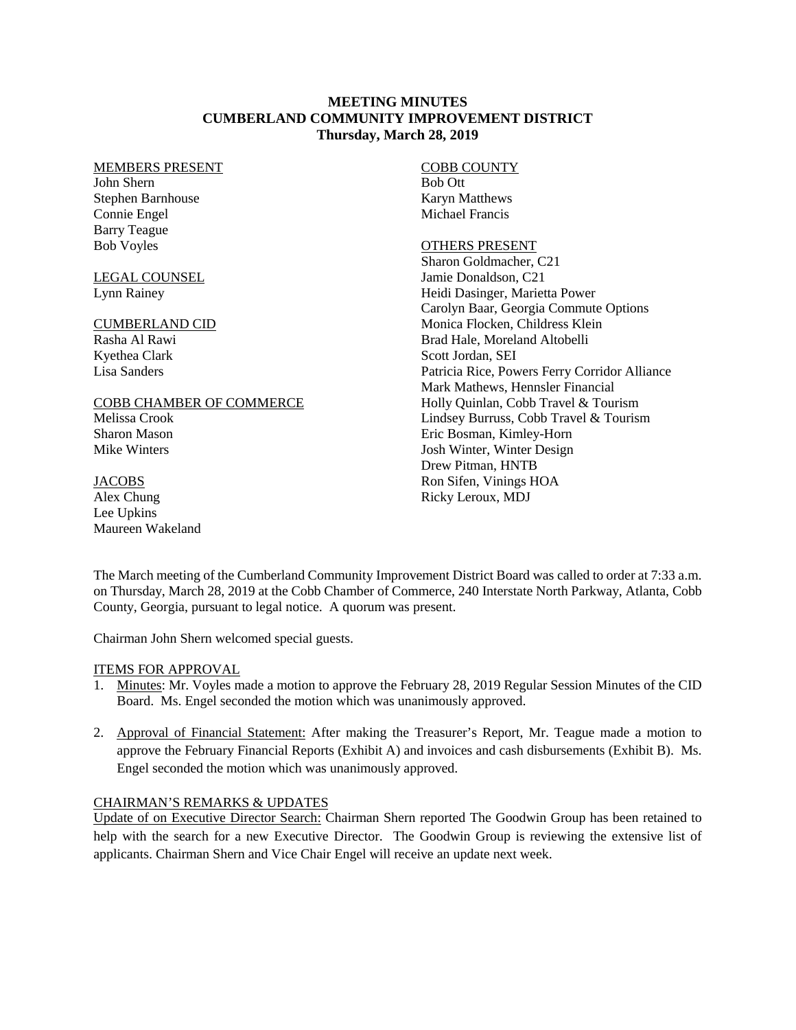**MEETING MINUTES**
**CUMBERLAND COMMUNITY IMPROVEMENT DISTRICT**
**Thursday, March 28, 2019**

MEMBERS PRESENT
John Shern
Stephen Barnhouse
Connie Engel
Barry Teague
Bob Voyles

LEGAL COUNSEL
Lynn Rainey

CUMBERLAND CID
Rasha Al Rawi
Kyethea Clark
Lisa Sanders

COBB CHAMBER OF COMMERCE
Melissa Crook
Sharon Mason
Mike Winters

JACOBS
Alex Chung
Lee Upkins
Maureen Wakeland

COBB COUNTY
Bob Ott
Karyn Matthews
Michael Francis

OTHERS PRESENT
Sharon Goldmacher, C21
Jamie Donaldson, C21
Heidi Dasinger, Marietta Power
Carolyn Baar, Georgia Commute Options
Monica Flocken, Childress Klein
Brad Hale, Moreland Altobelli
Scott Jordan, SEI
Patricia Rice, Powers Ferry Corridor Alliance
Mark Mathews, Hennsler Financial
Holly Quinlan, Cobb Travel & Tourism
Lindsey Burruss, Cobb Travel & Tourism
Eric Bosman, Kimley-Horn
Josh Winter, Winter Design
Drew Pitman, HNTB
Ron Sifen, Vinings HOA
Ricky Leroux, MDJ

The March meeting of the Cumberland Community Improvement District Board was called to order at 7:33 a.m. on Thursday, March 28, 2019 at the Cobb Chamber of Commerce, 240 Interstate North Parkway, Atlanta, Cobb County, Georgia, pursuant to legal notice. A quorum was present.

Chairman John Shern welcomed special guests.

ITEMS FOR APPROVAL

1. Minutes: Mr. Voyles made a motion to approve the February 28, 2019 Regular Session Minutes of the CID Board. Ms. Engel seconded the motion which was unanimously approved.

2. Approval of Financial Statement: After making the Treasurer's Report, Mr. Teague made a motion to approve the February Financial Reports (Exhibit A) and invoices and cash disbursements (Exhibit B). Ms. Engel seconded the motion which was unanimously approved.

CHAIRMAN'S REMARKS & UPDATES

Update of on Executive Director Search: Chairman Shern reported The Goodwin Group has been retained to help with the search for a new Executive Director. The Goodwin Group is reviewing the extensive list of applicants. Chairman Shern and Vice Chair Engel will receive an update next week.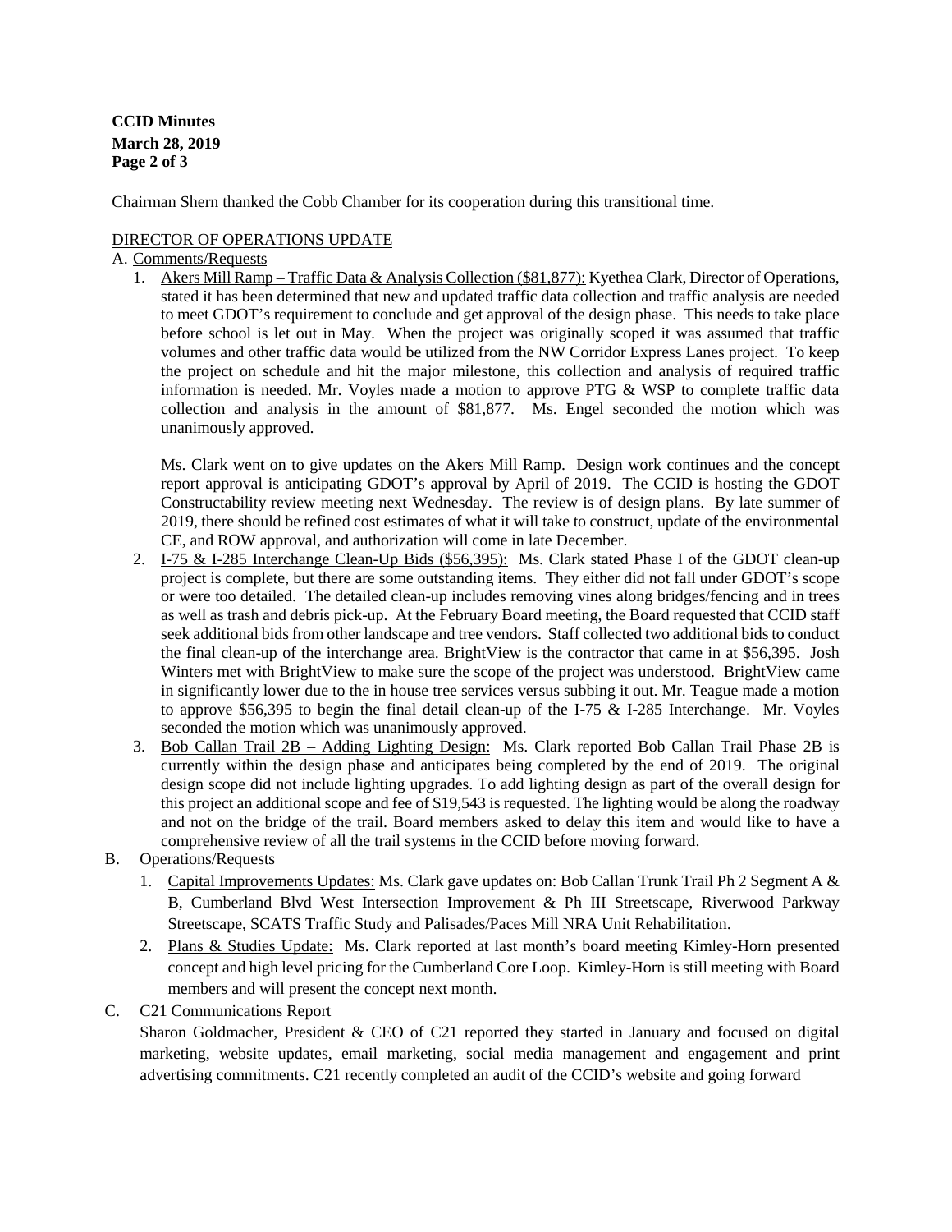Chairman Shern thanked the Cobb Chamber for its cooperation during this transitional time.

DIRECTOR OF OPERATIONS UPDATE

A. Comments/Requests

1. Akers Mill Ramp – Traffic Data & Analysis Collection ($81,877): Kyethea Clark, Director of Operations, stated it has been determined that new and updated traffic data collection and traffic analysis are needed to meet GDOT's requirement to conclude and get approval of the design phase. This needs to take place before school is let out in May. When the project was originally scoped it was assumed that traffic volumes and other traffic data would be utilized from the NW Corridor Express Lanes project. To keep the project on schedule and hit the major milestone, this collection and analysis of required traffic information is needed. Mr. Voyles made a motion to approve PTG & WSP to complete traffic data collection and analysis in the amount of $81,877. Ms. Engel seconded the motion which was unanimously approved.

   Ms. Clark went on to give updates on the Akers Mill Ramp. Design work continues and the concept report approval is anticipating GDOT's approval by April of 2019. The CCID is hosting the GDOT Constructability review meeting next Wednesday. The review is of design plans. By late summer of 2019, there should be refined cost estimates of what it will take to construct, update of the environmental CE, and ROW approval, and authorization will come in late December.

2. I-75 & I-285 Interchange Clean-Up Bids ($56,395): Ms. Clark stated Phase I of the GDOT clean-up project is complete, but there are some outstanding items. They either did not fall under GDOT's scope or were too detailed. The detailed clean-up includes removing vines along bridges/fencing and in trees as well as trash and debris pick-up. At the February Board meeting, the Board requested that CCID staff seek additional bids from other landscape and tree vendors. Staff collected two additional bids to conduct the final clean-up of the interchange area. BrightView is the contractor that came in at $56,395. Josh Winters met with BrightView to make sure the scope of the project was understood. BrightView came in significantly lower due to the in house tree services versus subbing it out. Mr. Teague made a motion to approve $56,395 to begin the final detail clean-up of the I-75 & I-285 Interchange. Mr. Voyles seconded the motion which was unanimously approved.

3. Bob Callan Trail 2B – Adding Lighting Design: Ms. Clark reported Bob Callan Trail Phase 2B is currently within the design phase and anticipates being completed by the end of 2019. The original design scope did not include lighting upgrades. To add lighting design as part of the overall design for this project an additional scope and fee of $19,543 is requested. The lighting would be along the roadway and not on the bridge of the trail. Board members asked to delay this item and would like to have a comprehensive review of all the trail systems in the CCID before moving forward.

B. Operations/Requests

1. Capital Improvements Updates: Ms. Clark gave updates on: Bob Callan Trunk Trail Ph 2 Segment A & B, Cumberland Blvd West Intersection Improvement & Ph III Streetscape, Riverwood Parkway Streetscape, SCATS Traffic Study and Palisades/Paces Mill NRA Unit Rehabilitation.
2. Plans & Studies Update: Ms. Clark reported at last month's board meeting Kimley-Horn presented concept and high level pricing for the Cumberland Core Loop. Kimley-Horn is still meeting with Board members and will present the concept next month.

C. C21 Communications Report

Sharon Goldmacher, President & CEO of C21 reported they started in January and focused on digital marketing, website updates, email marketing, social media management and engagement and print advertising commitments. C21 recently completed an audit of the CCID's website and going forward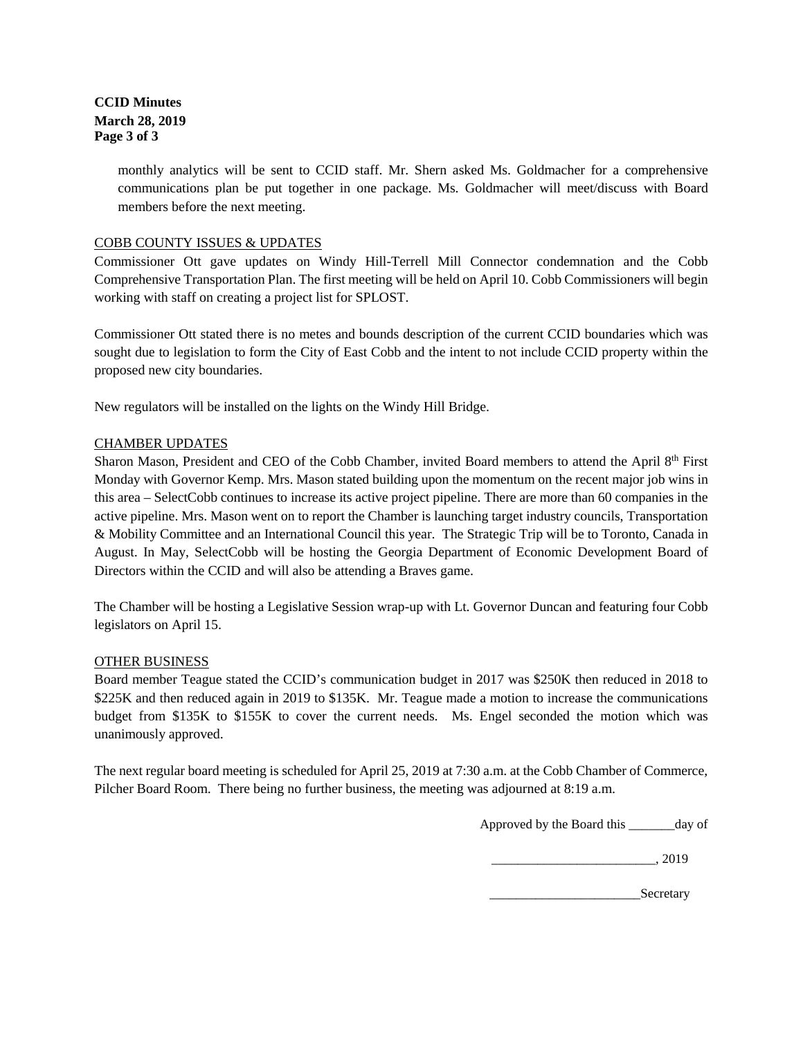monthly analytics will be sent to CCID staff. Mr. Shern asked Ms. Goldmacher for a comprehensive communications plan be put together in one package. Ms. Goldmacher will meet/discuss with Board members before the next meeting.

COBB COUNTY ISSUES & UPDATES

Commissioner Ott gave updates on Windy Hill-Terrell Mill Connector condemnation and the Cobb Comprehensive Transportation Plan. The first meeting will be held on April 10. Cobb Commissioners will begin working with staff on creating a project list for SPLOST.

Commissioner Ott stated there is no metes and bounds description of the current CCID boundaries which was sought due to legislation to form the City of East Cobb and the intent to not include CCID property within the proposed new city boundaries.

New regulators will be installed on the lights on the Windy Hill Bridge.

CHAMBER UPDATES

Sharon Mason, President and CEO of the Cobb Chamber, invited Board members to attend the April 8th First Monday with Governor Kemp. Mrs. Mason stated building upon the momentum on the recent major job wins in this area – SelectCobb continues to increase its active project pipeline. There are more than 60 companies in the active pipeline. Mrs. Mason went on to report the Chamber is launching target industry councils, Transportation & Mobility Committee and an International Council this year. The Strategic Trip will be to Toronto, Canada in August. In May, SelectCobb will be hosting the Georgia Department of Economic Development Board of Directors within the CCID and will also be attending a Braves game.

The Chamber will be hosting a Legislative Session wrap-up with Lt. Governor Duncan and featuring four Cobb legislators on April 15.

OTHER BUSINESS

Board member Teague stated the CCID's communication budget in 2017 was $250K then reduced in 2018 to $225K and then reduced again in 2019 to $135K. Mr. Teague made a motion to increase the communications budget from $135K to $155K to cover the current needs. Ms. Engel seconded the motion which was unanimously approved.

The next regular board meeting is scheduled for April 25, 2019 at 7:30 a.m. at the Cobb Chamber of Commerce, Pilcher Board Room. There being no further business, the meeting was adjourned at 8:19 a.m.

Approved by the Board this _______day of

_________________________, 2019

_______________________Secretary